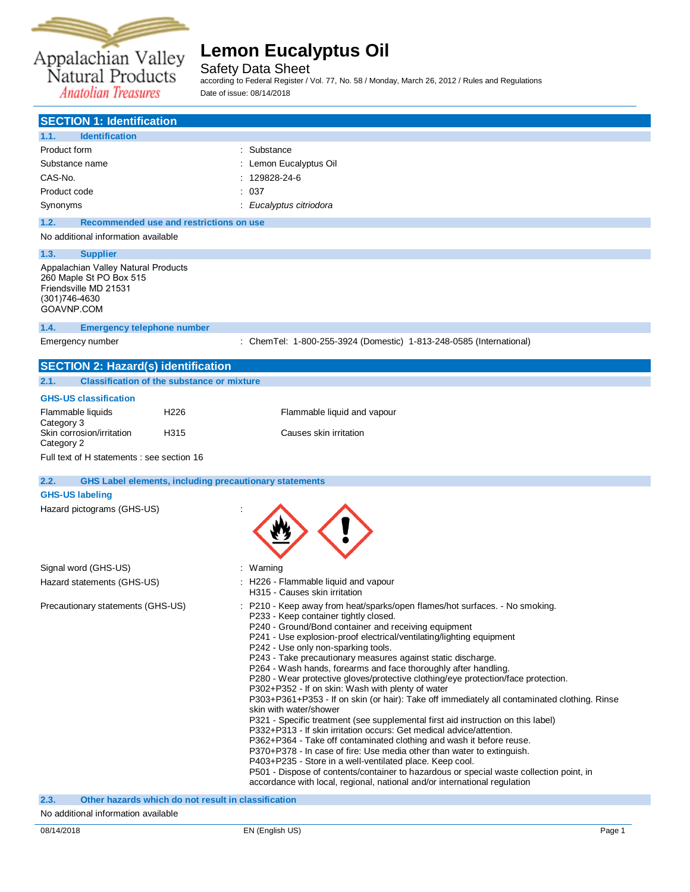Appalachian Valley Natural Products
Anatolian Treasures

# Lemon Eucalyptus Oil

Safety Data Sheet

according to Federal Register / Vol. 77, No. 58 / Monday, March 26, 2012 / Rules and Regulations

Date of issue: 08/14/2018

## SECTION 1: Identification

### 1.1. Identification

| | |
|---|---|
| Product form | : Substance |
| Substance name | : Lemon Eucalyptus Oil |
| CAS-No. | : 129828-24-6 |
| Product code | : 037 |
| Synonyms | : *Eucalyptus citriodora* |

### 1.2. Recommended use and restrictions on use

No additional information available

### 1.3. Supplier

Appalachian Valley Natural Products
260 Maple St PO Box 515
Friendsville MD 21531
(301)746-4630
GOAVNP.COM

### 1.4. Emergency telephone number

| | |
|---|---|
| Emergency number | : ChemTel: 1-800-255-3924 (Domestic) 1-813-248-0585 (International) |

## SECTION 2: Hazard(s) identification

### 2.1. Classification of the substance or mixture

**GHS-US classification**

| | | |
|---|---|---|
| Flammable liquids Category 3 | H226 | Flammable liquid and vapour |
| Skin corrosion/irritation Category 2 | H315 | Causes skin irritation |

Full text of H statements : see section 16

### 2.2. GHS Label elements, including precautionary statements

**GHS-US labeling**

Hazard pictograms (GHS-US) :

Signal word (GHS-US) : Warning

Hazard statements (GHS-US) :
H226 - Flammable liquid and vapour
H315 - Causes skin irritation

Precautionary statements (GHS-US) :
P210 - Keep away from heat/sparks/open flames/hot surfaces. - No smoking.
P233 - Keep container tightly closed.
P240 - Ground/Bond container and receiving equipment
P241 - Use explosion-proof electrical/ventilating/lighting equipment
P242 - Use only non-sparking tools.
P243 - Take precautionary measures against static discharge.
P264 - Wash hands, forearms and face thoroughly after handling.
P280 - Wear protective gloves/protective clothing/eye protection/face protection.
P302+P352 - If on skin: Wash with plenty of water
P303+P361+P353 - If on skin (or hair): Take off immediately all contaminated clothing. Rinse skin with water/shower
P321 - Specific treatment (see supplemental first aid instruction on this label)
P332+P313 - If skin irritation occurs: Get medical advice/attention.
P362+P364 - Take off contaminated clothing and wash it before reuse.
P370+P378 - In case of fire: Use media other than water to extinguish.
P403+P235 - Store in a well-ventilated place. Keep cool.
P501 - Dispose of contents/container to hazardous or special waste collection point, in accordance with local, regional, national and/or international regulation

### 2.3. Other hazards which do not result in classification

No additional information available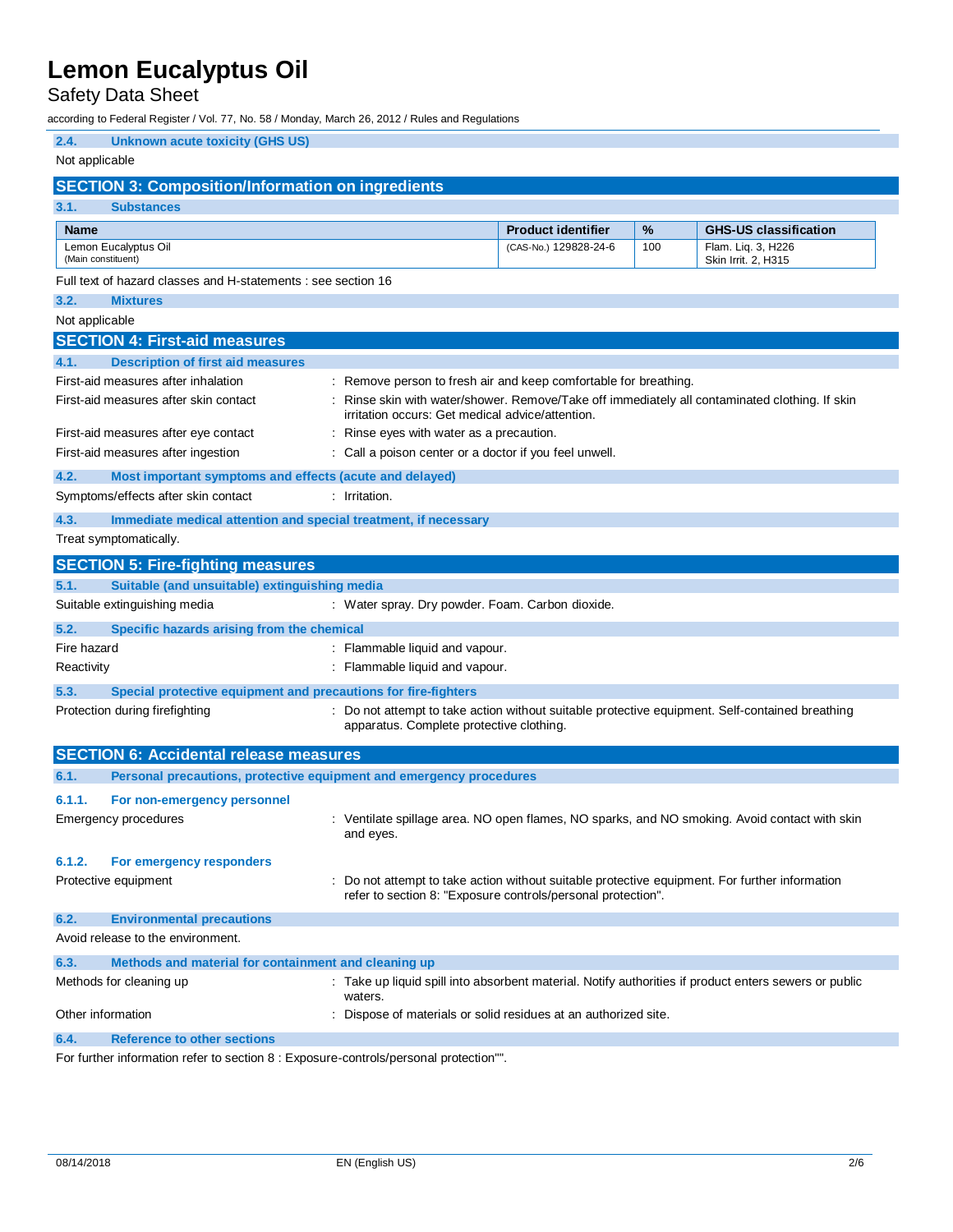### 2.4. Unknown acute toxicity (GHS US)

Not applicable

## SECTION 3: Composition/Information on ingredients

### 3.1. Substances

| Name | Product identifier | % | GHS-US classification |
|---|---|---|---|
| Lemon Eucalyptus Oil (Main constituent) | (CAS-No.) 129828-24-6 | 100 | Flam. Liq. 3, H226 Skin Irrit. 2, H315 |

Full text of hazard classes and H-statements : see section 16

### 3.2. Mixtures

Not applicable

## SECTION 4: First-aid measures

### 4.1. Description of first aid measures

| | |
|---|---|
| First-aid measures after inhalation | : Remove person to fresh air and keep comfortable for breathing. |
| First-aid measures after skin contact | : Rinse skin with water/shower. Remove/Take off immediately all contaminated clothing. If skin irritation occurs: Get medical advice/attention. |
| First-aid measures after eye contact | : Rinse eyes with water as a precaution. |
| First-aid measures after ingestion | : Call a poison center or a doctor if you feel unwell. |

### 4.2. Most important symptoms and effects (acute and delayed)

| | |
|---|---|
| Symptoms/effects after skin contact | : Irritation. |

### 4.3. Immediate medical attention and special treatment, if necessary

Treat symptomatically.

## SECTION 5: Fire-fighting measures

### 5.1. Suitable (and unsuitable) extinguishing media

| | |
|---|---|
| Suitable extinguishing media | : Water spray. Dry powder. Foam. Carbon dioxide. |

### 5.2. Specific hazards arising from the chemical

| | |
|---|---|
| Fire hazard | : Flammable liquid and vapour. |
| Reactivity | : Flammable liquid and vapour. |

### 5.3. Special protective equipment and precautions for fire-fighters

| | |
|---|---|
| Protection during firefighting | : Do not attempt to take action without suitable protective equipment. Self-contained breathing apparatus. Complete protective clothing. |

## SECTION 6: Accidental release measures

### 6.1. Personal precautions, protective equipment and emergency procedures

#### 6.1.1. For non-emergency personnel

| | |
|---|---|
| Emergency procedures | : Ventilate spillage area. NO open flames, NO sparks, and NO smoking. Avoid contact with skin and eyes. |

#### 6.1.2. For emergency responders

| | |
|---|---|
| Protective equipment | : Do not attempt to take action without suitable protective equipment. For further information refer to section 8: "Exposure controls/personal protection". |

### 6.2. Environmental precautions

Avoid release to the environment.

### 6.3. Methods and material for containment and cleaning up

| | |
|---|---|
| Methods for cleaning up | : Take up liquid spill into absorbent material. Notify authorities if product enters sewers or public waters. |
| Other information | : Dispose of materials or solid residues at an authorized site. |

### 6.4. Reference to other sections

For further information refer to section 8 : Exposure-controls/personal protection"".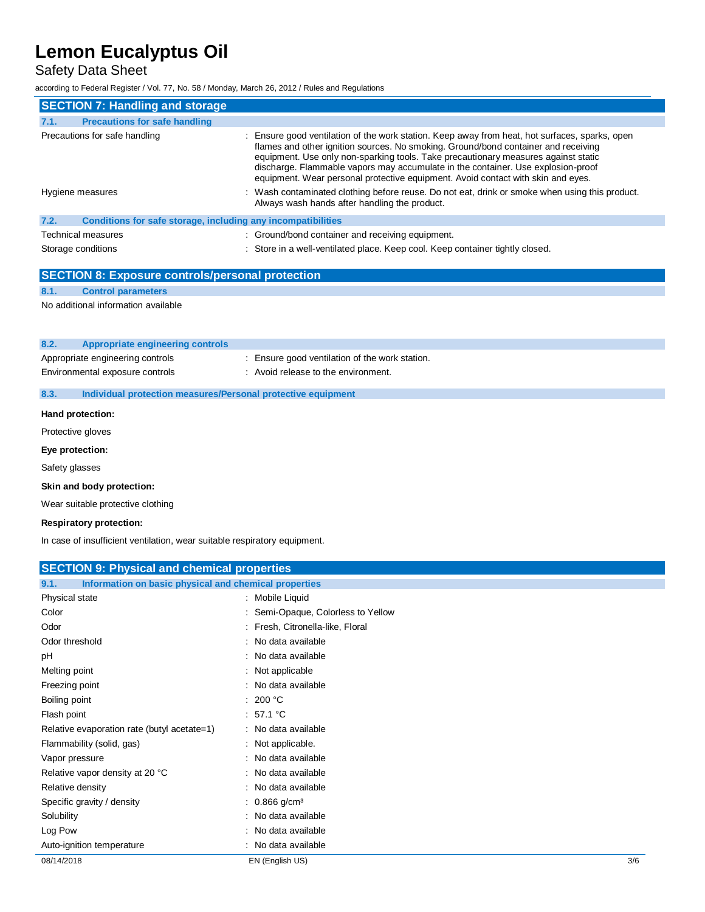## SECTION 7: Handling and storage

### 7.1. Precautions for safe handling

| | |
|---|---|
| Precautions for safe handling | : Ensure good ventilation of the work station. Keep away from heat, hot surfaces, sparks, open flames and other ignition sources. No smoking. Ground/bond container and receiving equipment. Use only non-sparking tools. Take precautionary measures against static discharge. Flammable vapors may accumulate in the container. Use explosion-proof equipment. Wear personal protective equipment. Avoid contact with skin and eyes. |
| Hygiene measures | : Wash contaminated clothing before reuse. Do not eat, drink or smoke when using this product. Always wash hands after handling the product. |

### 7.2. Conditions for safe storage, including any incompatibilities

| | |
|---|---|
| Technical measures | : Ground/bond container and receiving equipment. |
| Storage conditions | : Store in a well-ventilated place. Keep cool. Keep container tightly closed. |

## SECTION 8: Exposure controls/personal protection

### 8.1. Control parameters

No additional information available

### 8.2. Appropriate engineering controls

| | |
|---|---|
| Appropriate engineering controls | : Ensure good ventilation of the work station. |
| Environmental exposure controls | : Avoid release to the environment. |

### 8.3. Individual protection measures/Personal protective equipment

**Hand protection:**

Protective gloves

**Eye protection:**

Safety glasses

**Skin and body protection:**

Wear suitable protective clothing

**Respiratory protection:**

In case of insufficient ventilation, wear suitable respiratory equipment.

## SECTION 9: Physical and chemical properties

### 9.1. Information on basic physical and chemical properties

| | |
|---|---|
| Physical state | : Mobile Liquid |
| Color | : Semi-Opaque, Colorless to Yellow |
| Odor | : Fresh, Citronella-like, Floral |
| Odor threshold | : No data available |
| pH | : No data available |
| Melting point | : Not applicable |
| Freezing point | : No data available |
| Boiling point | : 200 °C |
| Flash point | : 57.1 °C |
| Relative evaporation rate (butyl acetate=1) | : No data available |
| Flammability (solid, gas) | : Not applicable. |
| Vapor pressure | : No data available |
| Relative vapor density at 20 °C | : No data available |
| Relative density | : No data available |
| Specific gravity / density | : 0.866 g/cm³ |
| Solubility | : No data available |
| Log Pow | : No data available |
| Auto-ignition temperature | : No data available |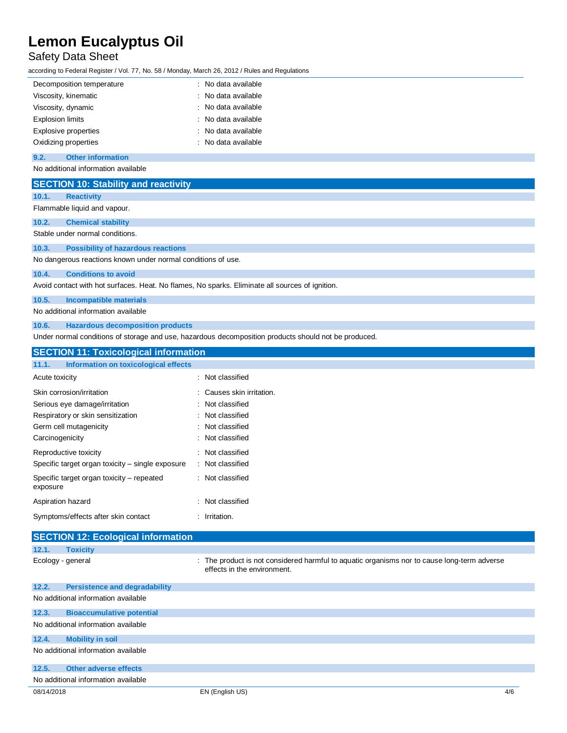| | |
|---|---|
| Decomposition temperature | : No data available |
| Viscosity, kinematic | : No data available |
| Viscosity, dynamic | : No data available |
| Explosion limits | : No data available |
| Explosive properties | : No data available |
| Oxidizing properties | : No data available |

### 9.2. Other information

No additional information available

## SECTION 10: Stability and reactivity

### 10.1. Reactivity

Flammable liquid and vapour.

### 10.2. Chemical stability

Stable under normal conditions.

### 10.3. Possibility of hazardous reactions

No dangerous reactions known under normal conditions of use.

### 10.4. Conditions to avoid

Avoid contact with hot surfaces. Heat. No flames, No sparks. Eliminate all sources of ignition.

### 10.5. Incompatible materials

No additional information available

### 10.6. Hazardous decomposition products

Under normal conditions of storage and use, hazardous decomposition products should not be produced.

## SECTION 11: Toxicological information

### 11.1. Information on toxicological effects

| | |
|---|---|
| Acute toxicity | : Not classified |
| Skin corrosion/irritation | : Causes skin irritation. |
| Serious eye damage/irritation | : Not classified |
| Respiratory or skin sensitization | : Not classified |
| Germ cell mutagenicity | : Not classified |
| Carcinogenicity | : Not classified |
| Reproductive toxicity | : Not classified |
| Specific target organ toxicity – single exposure | : Not classified |
| Specific target organ toxicity – repeated exposure | : Not classified |
| Aspiration hazard | : Not classified |
| Symptoms/effects after skin contact | : Irritation. |

## SECTION 12: Ecological information

### 12.1. Toxicity

| | |
|---|---|
| Ecology - general | : The product is not considered harmful to aquatic organisms nor to cause long-term adverse effects in the environment. |

### 12.2. Persistence and degradability

No additional information available

### 12.3. Bioaccumulative potential

No additional information available

### 12.4. Mobility in soil

No additional information available

### 12.5. Other adverse effects

No additional information available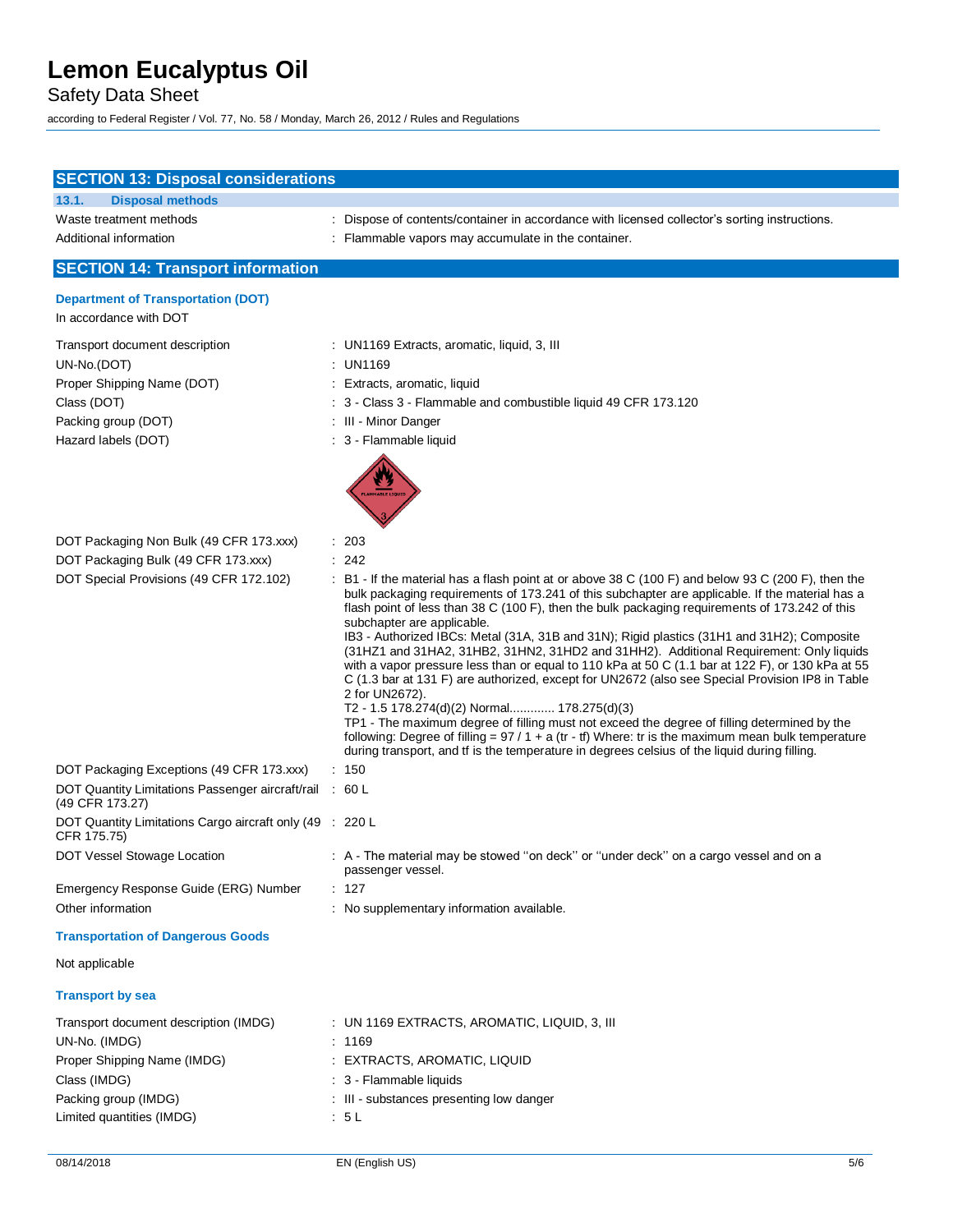## SECTION 13: Disposal considerations

### 13.1. Disposal methods

Waste treatment methods : Dispose of contents/container in accordance with licensed collector's sorting instructions.

Additional information : Flammable vapors may accumulate in the container.

## SECTION 14: Transport information

### Department of Transportation (DOT)

In accordance with DOT

| | |
|---|---|
| Transport document description | : UN1169 Extracts, aromatic, liquid, 3, III |
| UN-No.(DOT) | : UN1169 |
| Proper Shipping Name (DOT) | : Extracts, aromatic, liquid |
| Class (DOT) | : 3 - Class 3 - Flammable and combustible liquid 49 CFR 173.120 |
| Packing group (DOT) | : III - Minor Danger |
| Hazard labels (DOT) | : 3 - Flammable liquid |
| DOT Packaging Non Bulk (49 CFR 173.xxx) | : 203 |
| DOT Packaging Bulk (49 CFR 173.xxx) | : 242 |
| DOT Special Provisions (49 CFR 172.102) | : B1 - If the material has a flash point at or above 38 C (100 F) and below 93 C (200 F), then the bulk packaging requirements of 173.241 of this subchapter are applicable. If the material has a flash point of less than 38 C (100 F), then the bulk packaging requirements of 173.242 of this subchapter are applicable.<br>IB3 - Authorized IBCs: Metal (31A, 31B and 31N); Rigid plastics (31H1 and 31H2); Composite (31HZ1 and 31HA2, 31HB2, 31HN2, 31HD2 and 31HH2). Additional Requirement: Only liquids with a vapor pressure less than or equal to 110 kPa at 50 C (1.1 bar at 122 F), or 130 kPa at 55 C (1.3 bar at 131 F) are authorized, except for UN2672 (also see Special Provision IP8 in Table 2 for UN2672).<br>T2 - 1.5 178.274(d)(2) Normal............. 178.275(d)(3)<br>TP1 - The maximum degree of filling must not exceed the degree of filling determined by the following: Degree of filling = 97 / 1 + a (tr - tf) Where: tr is the maximum mean bulk temperature during transport, and tf is the temperature in degrees celsius of the liquid during filling. |
| DOT Packaging Exceptions (49 CFR 173.xxx) | : 150 |
| DOT Quantity Limitations Passenger aircraft/rail (49 CFR 173.27) | : 60 L |
| DOT Quantity Limitations Cargo aircraft only (49 CFR 175.75) | : 220 L |
| DOT Vessel Stowage Location | : A - The material may be stowed "on deck" or "under deck" on a cargo vessel and on a passenger vessel. |
| Emergency Response Guide (ERG) Number | : 127 |
| Other information | : No supplementary information available. |

### Transportation of Dangerous Goods

Not applicable

### Transport by sea

| | |
|---|---|
| Transport document description (IMDG) | : UN 1169 EXTRACTS, AROMATIC, LIQUID, 3, III |
| UN-No. (IMDG) | : 1169 |
| Proper Shipping Name (IMDG) | : EXTRACTS, AROMATIC, LIQUID |
| Class (IMDG) | : 3 - Flammable liquids |
| Packing group (IMDG) | : III - substances presenting low danger |
| Limited quantities (IMDG) | : 5 L |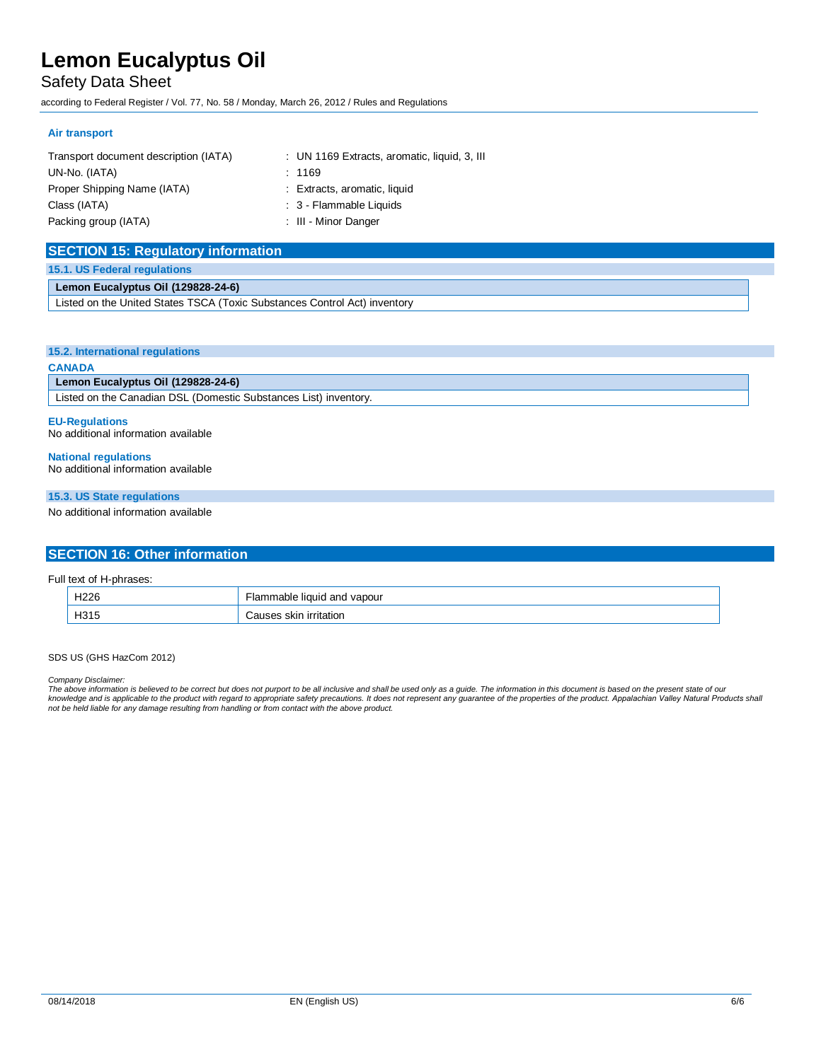#### Air transport

| | |
|---|---|
| Transport document description (IATA) | : UN 1169 Extracts, aromatic, liquid, 3, III |
| UN-No. (IATA) | : 1169 |
| Proper Shipping Name (IATA) | : Extracts, aromatic, liquid |
| Class (IATA) | : 3 - Flammable Liquids |
| Packing group (IATA) | : III - Minor Danger |

## SECTION 15: Regulatory information

### 15.1. US Federal regulations

| **Lemon Eucalyptus Oil (129828-24-6)** |
|---|
| Listed on the United States TSCA (Toxic Substances Control Act) inventory |

### 15.2. International regulations

#### CANADA

| **Lemon Eucalyptus Oil (129828-24-6)** |
|---|
| Listed on the Canadian DSL (Domestic Substances List) inventory. |

#### EU-Regulations

No additional information available

#### National regulations

No additional information available

### 15.3. US State regulations

No additional information available

## SECTION 16: Other information

Full text of H-phrases:

| | |
|---|---|
| H226 | Flammable liquid and vapour |
| H315 | Causes skin irritation |

SDS US (GHS HazCom 2012)

*Company Disclaimer:*
*The above information is believed to be correct but does not purport to be all inclusive and shall be used only as a guide. The information in this document is based on the present state of our knowledge and is applicable to the product with regard to appropriate safety precautions. It does not represent any guarantee of the properties of the product. Appalachian Valley Natural Products shall not be held liable for any damage resulting from handling or from contact with the above product.*